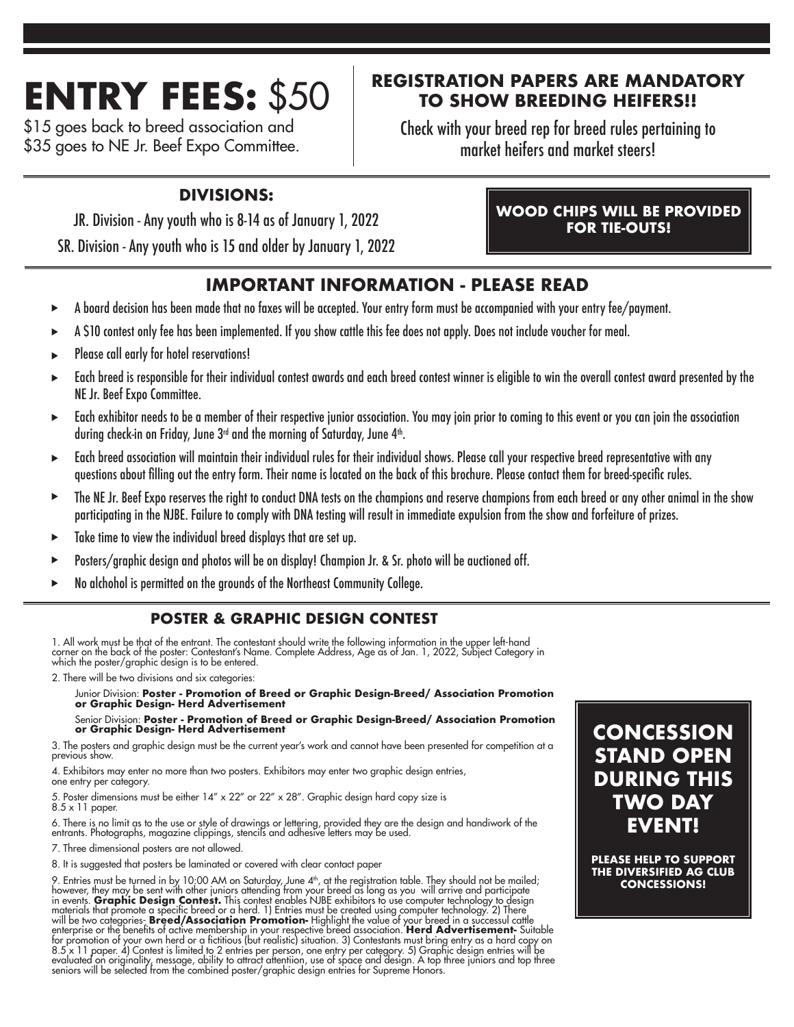# ENTRY FEES: $50

$15 goes back to breed association and
$35 goes to NE Jr. Beef Expo Committee.

## REGISTRATION PAPERS ARE MANDATORY TO SHOW BREEDING HEIFERS!!

Check with your breed rep for breed rules pertaining to market heifers and market steers!

## DIVISIONS:

JR. Division - Any youth who is 8-14 as of January 1, 2022

SR. Division - Any youth who is 15 and older by January 1, 2022

**WOOD CHIPS WILL BE PROVIDED FOR TIE-OUTS!**

## IMPORTANT INFORMATION - PLEASE READ

- A board decision has been made that no faxes will be accepted. Your entry form must be accompanied with your entry fee/payment.
- A $10 contest only fee has been implemented. If you show cattle this fee does not apply. Does not include voucher for meal.
- Please call early for hotel reservations!
- Each breed is responsible for their individual contest awards and each breed contest winner is eligible to win the overall contest award presented by the NE Jr. Beef Expo Committee.
- Each exhibitor needs to be a member of their respective junior association. You may join prior to coming to this event or you can join the association during check-in on Friday, June 3rd and the morning of Saturday, June 4th.
- Each breed association will maintain their individual rules for their individual shows. Please call your respective breed representative with any questions about filling out the entry form. Their name is located on the back of this brochure. Please contact them for breed-specific rules.
- The NE Jr. Beef Expo reserves the right to conduct DNA tests on the champions and reserve champions from each breed or any other animal in the show participating in the NJBE. Failure to comply with DNA testing will result in immediate expulsion from the show and forfeiture of prizes.
- Take time to view the individual breed displays that are set up.
- Posters/graphic design and photos will be on display! Champion Jr. & Sr. photo will be auctioned off.
- No alchohol is permitted on the grounds of the Northeast Community College.

## POSTER & GRAPHIC DESIGN CONTEST

1. All work must be that of the entrant. The contestant should write the following information in the upper left-hand corner on the back of the poster: Contestant's Name. Complete Address, Age as of Jan. 1, 2022, Subject Category in which the poster/graphic design is to be entered.

2. There will be two divisions and six categories:

   Junior Division: **Poster - Promotion of Breed or Graphic Design-Breed/ Association Promotion or Graphic Design- Herd Advertisement**

   Senior Division: **Poster - Promotion of Breed or Graphic Design-Breed/ Association Promotion or Graphic Design- Herd Advertisement**

3. The posters and graphic design must be the current year's work and cannot have been presented for competition at a previous show.

4. Exhibitors may enter no more than two posters. Exhibitors may enter two graphic design entries, one entry per category.

5. Poster dimensions must be either 14" x 22" or 22" x 28". Graphic design hard copy size is 8.5 x 11 paper.

6. There is no limit as to the use or style of drawings or lettering, provided they are the design and handiwork of the entrants. Photographs, magazine clippings, stencils and adhesive letters may be used.

7. Three dimensional posters are not allowed.

8. It is suggested that posters be laminated or covered with clear contact paper

9. Entries must be turned in by 10:00 AM on Saturday, June 4th, at the registration table. They should not be mailed; however, they may be sent with other juniors attending from your breed as long as you will arrive and participate in events. **Graphic Design Contest.** This contest enables NJBE exhibitors to use computer technology to design materials that promote a specific breed or a herd. 1) Entries must be created using computer technology. 2) There will be two categories- **Breed/Association Promotion-** Highlight the value of your breed in a successul cattle enterprise or the benefits of active membership in your respective breed association. **Herd Advertisement-** Suitable for promotion of your own herd or a fictitious (but realistic) situation. 3) Contestants must bring entry as a hard copy on 8.5 x 11 paper. 4) Contest is limited to 2 entries per person, one entry per category. 5) Graphic design entries will be evaluated on originality, message, ability to attract attentiion, use of space and design. A top three juniors and top three seniors will be selected from the combined poster/graphic design entries for Supreme Honors.

## CONCESSION STAND OPEN DURING THIS TWO DAY EVENT!

**PLEASE HELP TO SUPPORT THE DIVERSIFIED AG CLUB CONCESSIONS!**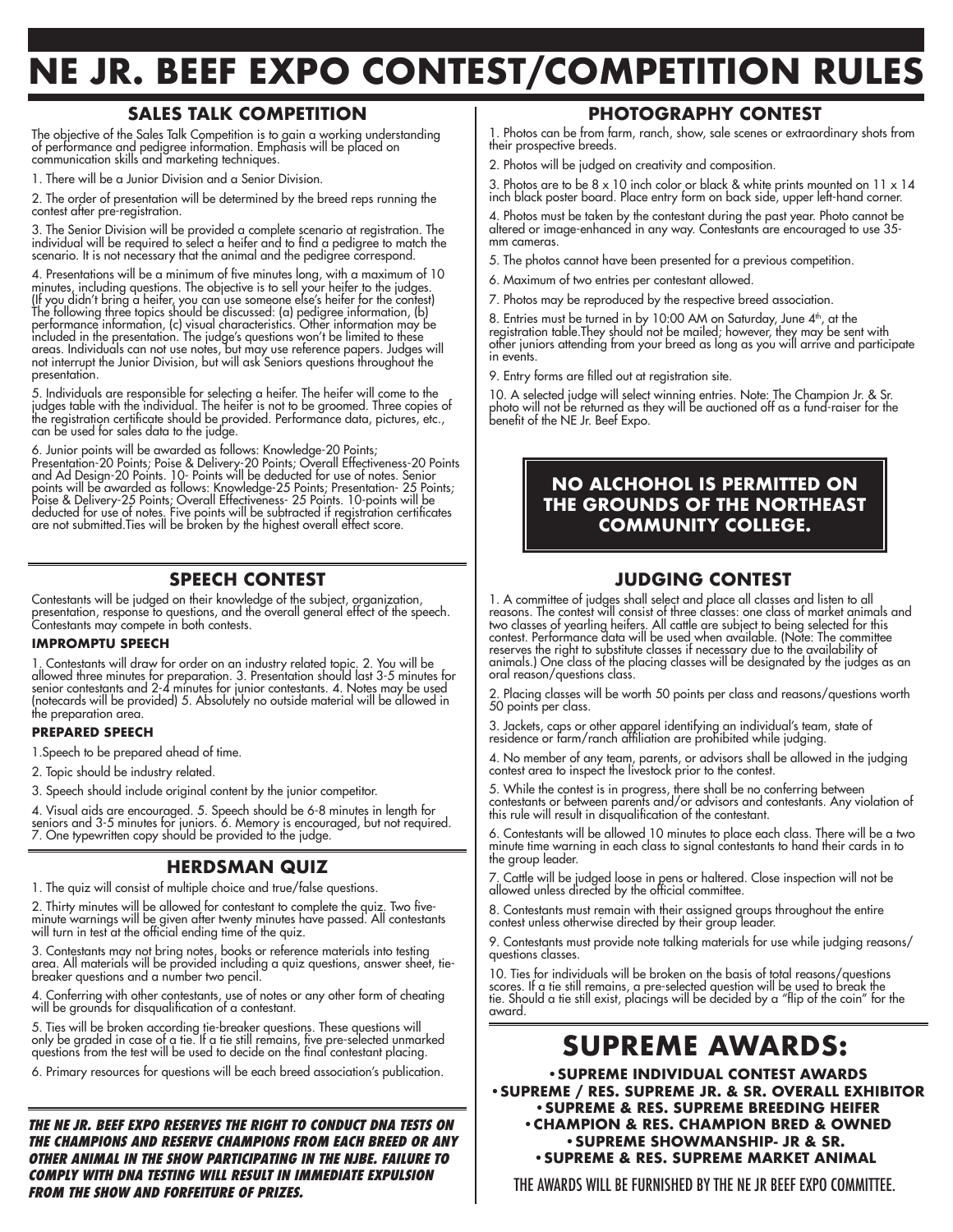# NE JR. BEEF EXPO CONTEST/COMPETITION RULES

## SALES TALK COMPETITION

The objective of the Sales Talk Competition is to gain a working understanding of performance and pedigree information. Emphasis will be placed on communication skills and marketing techniques.

1. There will be a Junior Division and a Senior Division.

2. The order of presentation will be determined by the breed reps running the contest after pre-registration.

3. The Senior Division will be provided a complete scenario at registration. The individual will be required to select a heifer and to find a pedigree to match the scenario. It is not necessary that the animal and the pedigree correspond.

4. Presentations will be a minimum of five minutes long, with a maximum of 10 minutes, including questions. The objective is to sell your heifer to the judges. (If you didn't bring a heifer, you can use someone else's heifer for the contest) The following three topics should be discussed: (a) pedigree information, (b) performance information, (c) visual characteristics. Other information may be included in the presentation. The judge's questions won't be limited to these areas. Individuals can not use notes, but may use reference papers. Judges will not interrupt the Junior Division, but will ask Seniors questions throughout the presentation.

5. Individuals are responsible for selecting a heifer. The heifer will come to the judges table with the individual. The heifer is not to be groomed. Three copies of the registration certificate should be provided. Performance data, pictures, etc., can be used for sales data to the judge.

6. Junior points will be awarded as follows: Knowledge-20 Points; Presentation-20 Points; Poise & Delivery-20 Points; Overall Effectiveness-20 Points and Ad Design-20 Points. 10- Points will be deducted for use of notes. Senior points will be awarded as follows: Knowledge-25 Points; Presentation- 25 Points; Poise & Delivery-25 Points; Overall Effectiveness- 25 Points. 10-points will be deducted for use of notes. Five points will be subtracted if registration certificates are not submitted.Ties will be broken by the highest overall effect score.

## SPEECH CONTEST

Contestants will be judged on their knowledge of the subject, organization, presentation, response to questions, and the overall general effect of the speech. Contestants may compete in both contests.

### IMPROMPTU SPEECH

1. Contestants will draw for order on an industry related topic. 2. You will be allowed three minutes for preparation. 3. Presentation should last 3-5 minutes for senior contestants and 2-4 minutes for junior contestants. 4. Notes may be used (notecards will be provided) 5. Absolutely no outside material will be allowed in the preparation area.

### PREPARED SPEECH

1. Speech to be prepared ahead of time.

2. Topic should be industry related.

3. Speech should include original content by the junior competitor.

4. Visual aids are encouraged. 5. Speech should be 6-8 minutes in length for seniors and 3-5 minutes for juniors. 6. Memory is encouraged, but not required. 7. One typewritten copy should be provided to the judge.

## HERDSMAN QUIZ

1. The quiz will consist of multiple choice and true/false questions.

2. Thirty minutes will be allowed for contestant to complete the quiz. Two five-minute warnings will be given after twenty minutes have passed. All contestants will turn in test at the official ending time of the quiz.

3. Contestants may not bring notes, books or reference materials into testing area. All materials will be provided including a quiz questions, answer sheet, tie-breaker questions and a number two pencil.

4. Conferring with other contestants, use of notes or any other form of cheating will be grounds for disqualification of a contestant.

5. Ties will be broken according tie-breaker questions. These questions will only be graded in case of a tie. If a tie still remains, five pre-selected unmarked questions from the test will be used to decide on the final contestant placing.

6. Primary resources for questions will be each breed association's publication.

***THE NE JR. BEEF EXPO RESERVES THE RIGHT TO CONDUCT DNA TESTS ON THE CHAMPIONS AND RESERVE CHAMPIONS FROM EACH BREED OR ANY OTHER ANIMAL IN THE SHOW PARTICIPATING IN THE NJBE. FAILURE TO COMPLY WITH DNA TESTING WILL RESULT IN IMMEDIATE EXPULSION FROM THE SHOW AND FORFEITURE OF PRIZES.***

## PHOTOGRAPHY CONTEST

1. Photos can be from farm, ranch, show, sale scenes or extraordinary shots from their prospective breeds.

2. Photos will be judged on creativity and composition.

3. Photos are to be 8 x 10 inch color or black & white prints mounted on 11 x 14 inch black poster board. Place entry form on back side, upper left-hand corner.

4. Photos must be taken by the contestant during the past year. Photo cannot be altered or image-enhanced in any way. Contestants are encouraged to use 35-mm cameras.

5. The photos cannot have been presented for a previous competition.

6. Maximum of two entries per contestant allowed.

7. Photos may be reproduced by the respective breed association.

8. Entries must be turned in by 10:00 AM on Saturday, June 4th, at the registration table.They should not be mailed; however, they may be sent with other juniors attending from your breed as long as you will arrive and participate in events.

9. Entry forms are filled out at registration site.

10. A selected judge will select winning entries. Note: The Champion Jr. & Sr. photo will not be returned as they will be auctioned off as a fund-raiser for the benefit of the NE Jr. Beef Expo.

**NO ALCHOHOL IS PERMITTED ON THE GROUNDS OF THE NORTHEAST COMMUNITY COLLEGE.**

## JUDGING CONTEST

1. A committee of judges shall select and place all classes and listen to all reasons. The contest will consist of three classes: one class of market animals and two classes of yearling heifers. All cattle are subject to being selected for this contest. Performance data will be used when available. (Note: The committee reserves the right to substitute classes if necessary due to the availability of animals.) One class of the placing classes will be designated by the judges as an oral reason/questions class.

2. Placing classes will be worth 50 points per class and reasons/questions worth 50 points per class.

3. Jackets, caps or other apparel identifying an individual's team, state of residence or farm/ranch affiliation are prohibited while judging.

4. No member of any team, parents, or advisors shall be allowed in the judging contest area to inspect the livestock prior to the contest.

5. While the contest is in progress, there shall be no conferring between contestants or between parents and/or advisors and contestants. Any violation of this rule will result in disqualification of the contestant.

6. Contestants will be allowed 10 minutes to place each class. There will be a two minute time warning in each class to signal contestants to hand their cards in to the group leader.

7. Cattle will be judged loose in pens or haltered. Close inspection will not be allowed unless directed by the official committee.

8. Contestants must remain with their assigned groups throughout the entire contest unless otherwise directed by their group leader.

9. Contestants must provide note talking materials for use while judging reasons/questions classes.

10. Ties for individuals will be broken on the basis of total reasons/questions scores. If a tie still remains, a pre-selected question will be used to break the tie. Should a tie still exist, placings will be decided by a "flip of the coin" for the award.

# SUPREME AWARDS:

- **SUPREME INDIVIDUAL CONTEST AWARDS**
- **SUPREME / RES. SUPREME JR. & SR. OVERALL EXHIBITOR**
- **SUPREME & RES. SUPREME BREEDING HEIFER**
- **CHAMPION & RES. CHAMPION BRED & OWNED**
- **SUPREME SHOWMANSHIP- JR & SR.**
- **SUPREME & RES. SUPREME MARKET ANIMAL**

THE AWARDS WILL BE FURNISHED BY THE NE JR BEEF EXPO COMMITTEE.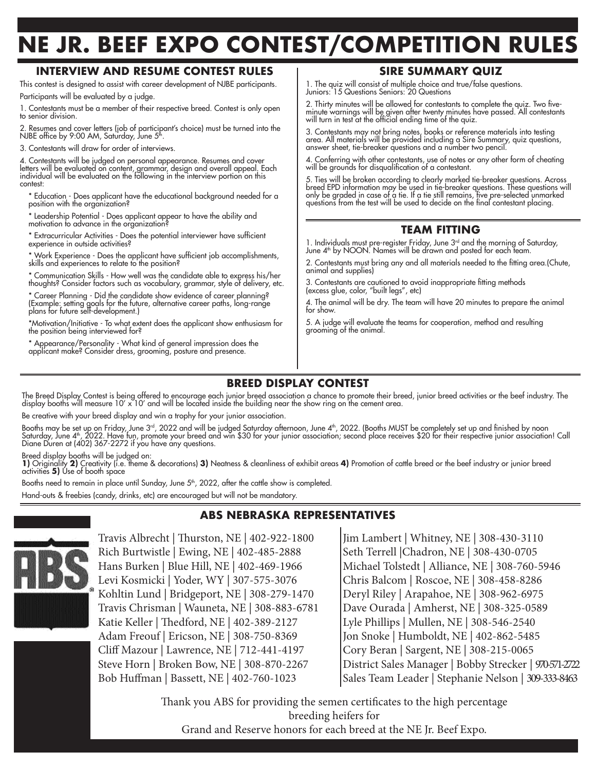# NE JR. BEEF EXPO CONTEST/COMPETITION RULES

## INTERVIEW AND RESUME CONTEST RULES

This contest is designed to assist with career development of NJBE participants.

Participants will be evaluated by a judge.

1. Contestants must be a member of their respective breed. Contest is only open to senior division.
2. Resumes and cover letters (job of participant's choice) must be turned into the NJBE office by 9:00 AM, Saturday, June 5th.
3. Contestants will draw for order of interviews.
4. Contestants will be judged on personal appearance. Resumes and cover letters will be evaluated on content, grammar, design and overall appeal. Each individual will be evaluated on the following in the interview portion on this contest:

* Education - Does applicant have the educational background needed for a position with the organization?
* Leadership Potential - Does applicant appear to have the ability and motivation to advance in the organization?
* Extracurricular Activities - Does the potential interviewer have sufficient experience in outside activities?
* Work Experience - Does the applicant have sufficient job accomplishments, skills and experiences to relate to the position?
* Communication Skills - How well was the candidate able to express his/her thoughts? Consider factors such as vocabulary, grammar, style of delivery, etc.
* Career Planning - Did the candidate show evidence of career planning? (Example: setting goals for the future, alternative career paths, long-range plans for future self-development.)
* Motivation/Initiative - To what extent does the applicant show enthusiasm for the position being interviewed for?
* Appearance/Personality - What kind of general impression does the applicant make? Consider dress, grooming, posture and presence.

## SIRE SUMMARY QUIZ

1. The quiz will consist of multiple choice and true/false questions. Juniors: 15 Questions Seniors: 20 Questions
2. Thirty minutes will be allowed for contestants to complete the quiz. Two five-minute warnings will be given after twenty minutes have passed. All contestants will turn in test at the official ending time of the quiz.
3. Contestants may not bring notes, books or reference materials into testing area. All materials will be provided including a Sire Summary, quiz questions, answer sheet, tie-breaker questions and a number two pencil.
4. Conferring with other contestants, use of notes or any other form of cheating will be grounds for disqualification of a contestant.
5. Ties will be broken according to clearly marked tie-breaker questions. Across breed EPD information may be used in tie-breaker questions. These questions will only be graded in case of a tie. If a tie still remains, five pre-selected unmarked questions from the test will be used to decide on the final contestant placing.

## TEAM FITTING

1. Individuals must pre-register Friday, June 3rd and the morning of Saturday, June 4th by NOON. Names will be drawn and posted for each team.
2. Contestants must bring any and all materials needed to the fitting area.(Chute, animal and supplies)
3. Contestants are cautioned to avoid inappropriate fitting methods (excess glue, color, "built legs", etc)
4. The animal will be dry. The team will have 20 minutes to prepare the animal for show.
5. A judge will evaluate the teams for cooperation, method and resulting grooming of the animal.

## BREED DISPLAY CONTEST

The Breed Display Contest is being offered to encourage each junior breed association a chance to promote their breed, junior breed activities or the beef industry. The display booths will measure 10' x 10' and will be located inside the building near the show ring on the cement area.

Be creative with your breed display and win a trophy for your junior association.

Booths may be set up on Friday, June 3rd, 2022 and will be judged Saturday afternoon, June 4th, 2022. (Booths MUST be completely set up and finished by noon Saturday, June 4th, 2022. Have fun, promote your breed and win $30 for your junior association; second place receives $20 for their respective junior association! Call Diane Duren at (402) 367-2272 if you have any questions.

Breed display booths will be judged on:
**1)** Originality **2)** Creativity (i.e. theme & decorations) **3)** Neatness & cleanliness of exhibit areas **4)** Promotion of cattle breed or the beef industry or junior breed activities **5)** Use of booth space

Booths need to remain in place until Sunday, June 5th, 2022, after the cattle show is completed.

Hand-outs & freebies (candy, drinks, etc) are encouraged but will not be mandatory.

## ABS NEBRASKA REPRESENTATIVES

Travis Albrecht | Thurston, NE | 402-922-1800
Rich Burtwistle | Ewing, NE | 402-485-2888
Hans Burken | Blue Hill, NE | 402-469-1966
Levi Kosmicki | Yoder, WY | 307-575-3076
Kohltin Lund | Bridgeport, NE | 308-279-1470
Travis Chrisman | Wauneta, NE | 308-883-6781
Katie Keller | Thedford, NE | 402-389-2127
Adam Freouf | Ericson, NE | 308-750-8369
Cliff Mazour | Lawrence, NE | 712-441-4197
Steve Horn | Broken Bow, NE | 308-870-2267
Bob Huffman | Bassett, NE | 402-760-1023
Jim Lambert | Whitney, NE | 308-430-3110
Seth Terrell |Chadron, NE | 308-430-0705
Michael Tolstedt | Alliance, NE | 308-760-5946
Chris Balcom | Roscoe, NE | 308-458-8286
Deryl Riley | Arapahoe, NE | 308-962-6975
Dave Ourada | Amherst, NE | 308-325-0589
Lyle Phillips | Mullen, NE | 308-546-2540
Jon Snoke | Humboldt, NE | 402-862-5485
Cory Beran | Sargent, NE | 308-215-0065
District Sales Manager | Bobby Strecker | 970-571-2722
Sales Team Leader | Stephanie Nelson | 309-333-8463

Thank you ABS for providing the semen certificates to the high percentage breeding heifers for Grand and Reserve honors for each breed at the NE Jr. Beef Expo.